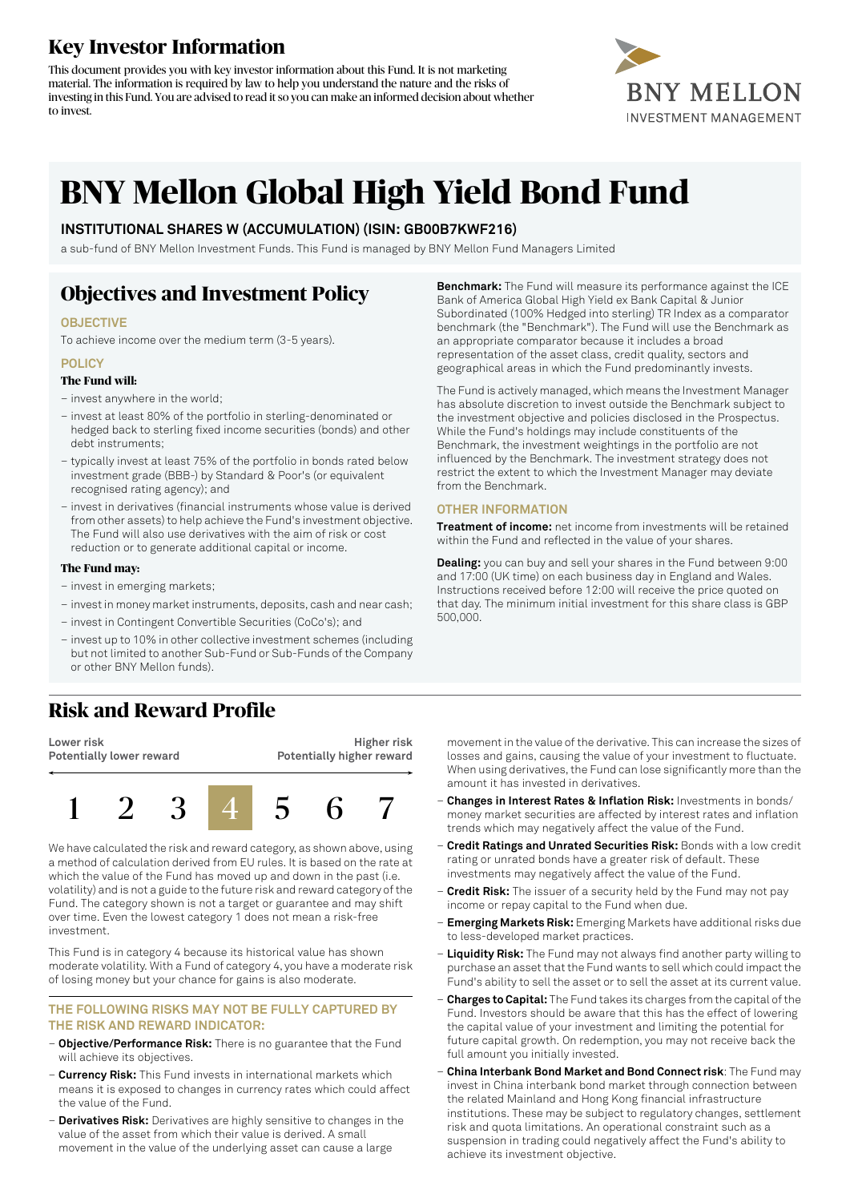# Key Investor Information

This document provides you with key investor information about this Fund. It is not marketing material. The information is required by law to help you understand the nature and the risks of investing in this Fund. You are advised to read it so you can make an informed decision about whether to invest.

BNY MELLON
INVESTMENT MANAGEMENT

# BNY Mellon Global High Yield Bond Fund

**INSTITUTIONAL SHARES W (ACCUMULATION) (ISIN: GB00B7KWF216)**

a sub-fund of BNY Mellon Investment Funds. This Fund is managed by BNY Mellon Fund Managers Limited

## Objectives and Investment Policy

### OBJECTIVE

To achieve income over the medium term (3-5 years).

### POLICY

**The Fund will:**

- invest anywhere in the world;
- invest at least 80% of the portfolio in sterling-denominated or hedged back to sterling fixed income securities (bonds) and other debt instruments;
- typically invest at least 75% of the portfolio in bonds rated below investment grade (BBB-) by Standard & Poor's (or equivalent recognised rating agency); and
- invest in derivatives (financial instruments whose value is derived from other assets) to help achieve the Fund's investment objective. The Fund will also use derivatives with the aim of risk or cost reduction or to generate additional capital or income.

**The Fund may:**

- invest in emerging markets;
- invest in money market instruments, deposits, cash and near cash;
- invest in Contingent Convertible Securities (CoCo's); and
- invest up to 10% in other collective investment schemes (including but not limited to another Sub-Fund or Sub-Funds of the Company or other BNY Mellon funds).

**Benchmark:** The Fund will measure its performance against the ICE Bank of America Global High Yield ex Bank Capital & Junior Subordinated (100% Hedged into sterling) TR Index as a comparator benchmark (the "Benchmark"). The Fund will use the Benchmark as an appropriate comparator because it includes a broad representation of the asset class, credit quality, sectors and geographical areas in which the Fund predominantly invests.

The Fund is actively managed, which means the Investment Manager has absolute discretion to invest outside the Benchmark subject to the investment objective and policies disclosed in the Prospectus. While the Fund's holdings may include constituents of the Benchmark, the investment weightings in the portfolio are not influenced by the Benchmark. The investment strategy does not restrict the extent to which the Investment Manager may deviate from the Benchmark.

### OTHER INFORMATION

**Treatment of income:** net income from investments will be retained within the Fund and reflected in the value of your shares.

**Dealing:** you can buy and sell your shares in the Fund between 9:00 and 17:00 (UK time) on each business day in England and Wales. Instructions received before 12:00 will receive the price quoted on that day. The minimum initial investment for this share class is GBP 500,000.

## Risk and Reward Profile

| Lower risk<br>Potentially lower reward | | | | | | Higher risk<br>Potentially higher reward |
|---|---|---|---|---|---|---|
| 1 | 2 | 3 | **4** | 5 | 6 | 7 |

We have calculated the risk and reward category, as shown above, using a method of calculation derived from EU rules. It is based on the rate at which the value of the Fund has moved up and down in the past (i.e. volatility) and is not a guide to the future risk and reward category of the Fund. The category shown is not a target or guarantee and may shift over time. Even the lowest category 1 does not mean a risk-free investment.

This Fund is in category 4 because its historical value has shown moderate volatility. With a Fund of category 4, you have a moderate risk of losing money but your chance for gains is also moderate.

### THE FOLLOWING RISKS MAY NOT BE FULLY CAPTURED BY THE RISK AND REWARD INDICATOR:

- **Objective/Performance Risk:** There is no guarantee that the Fund will achieve its objectives.
- **Currency Risk:** This Fund invests in international markets which means it is exposed to changes in currency rates which could affect the value of the Fund.
- **Derivatives Risk:** Derivatives are highly sensitive to changes in the value of the asset from which their value is derived. A small movement in the value of the underlying asset can cause a large movement in the value of the derivative. This can increase the sizes of losses and gains, causing the value of your investment to fluctuate. When using derivatives, the Fund can lose significantly more than the amount it has invested in derivatives.
- **Changes in Interest Rates & Inflation Risk:** Investments in bonds/money market securities are affected by interest rates and inflation trends which may negatively affect the value of the Fund.
- **Credit Ratings and Unrated Securities Risk:** Bonds with a low credit rating or unrated bonds have a greater risk of default. These investments may negatively affect the value of the Fund.
- **Credit Risk:** The issuer of a security held by the Fund may not pay income or repay capital to the Fund when due.
- **Emerging Markets Risk:** Emerging Markets have additional risks due to less-developed market practices.
- **Liquidity Risk:** The Fund may not always find another party willing to purchase an asset that the Fund wants to sell which could impact the Fund's ability to sell the asset or to sell the asset at its current value.
- **Charges to Capital:** The Fund takes its charges from the capital of the Fund. Investors should be aware that this has the effect of lowering the capital value of your investment and limiting the potential for future capital growth. On redemption, you may not receive back the full amount you initially invested.
- **China Interbank Bond Market and Bond Connect risk**: The Fund may invest in China interbank bond market through connection between the related Mainland and Hong Kong financial infrastructure institutions. These may be subject to regulatory changes, settlement risk and quota limitations. An operational constraint such as a suspension in trading could negatively affect the Fund's ability to achieve its investment objective.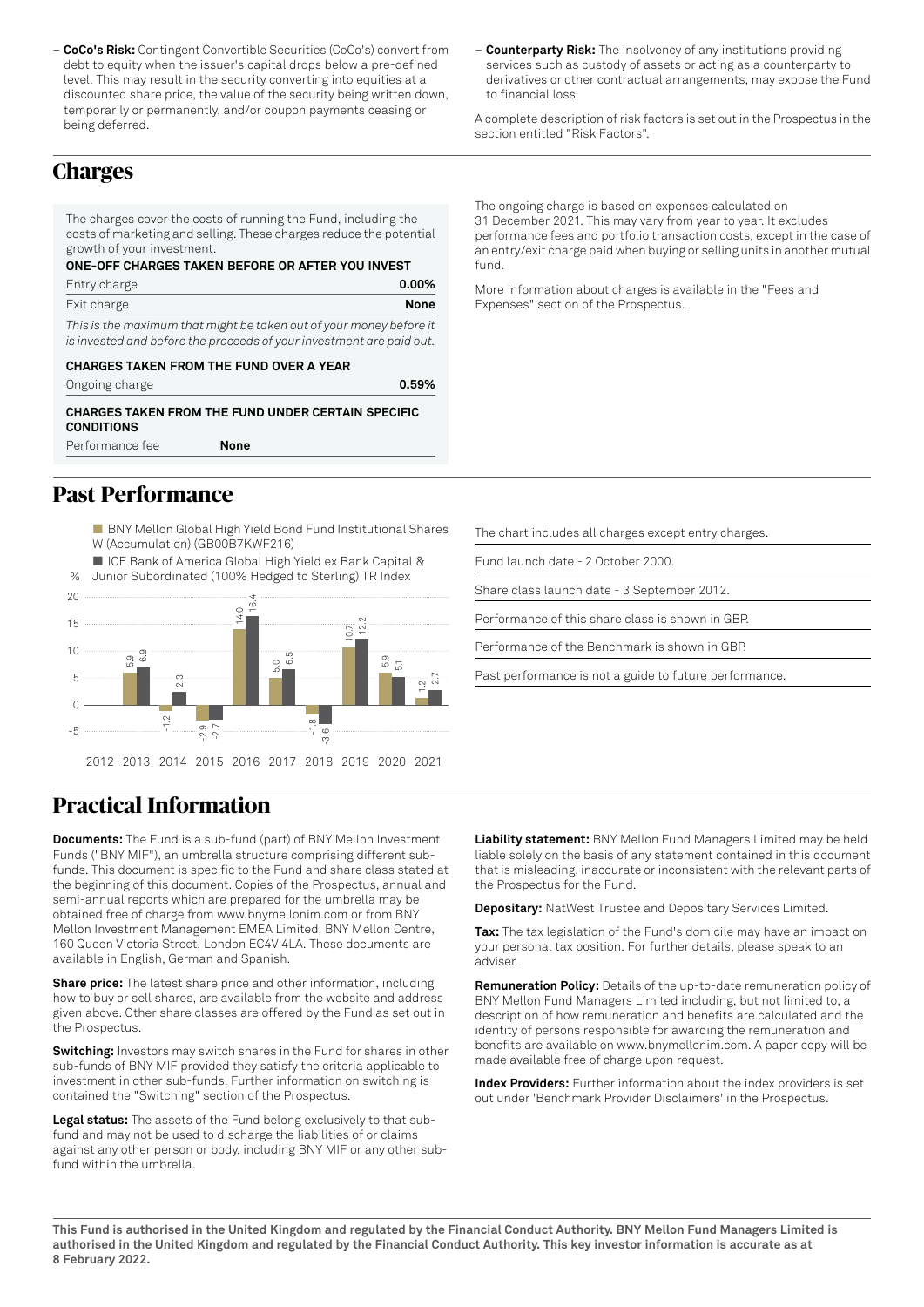- **CoCo's Risk:** Contingent Convertible Securities (CoCo's) convert from debt to equity when the issuer's capital drops below a pre-defined level. This may result in the security converting into equities at a discounted share price, the value of the security being written down, temporarily or permanently, and/or coupon payments ceasing or being deferred.
- **Counterparty Risk:** The insolvency of any institutions providing services such as custody of assets or acting as a counterparty to derivatives or other contractual arrangements, may expose the Fund to financial loss.

A complete description of risk factors is set out in the Prospectus in the section entitled "Risk Factors".

## Charges

The charges cover the costs of running the Fund, including the costs of marketing and selling. These charges reduce the potential growth of your investment.

| ONE-OFF CHARGES TAKEN BEFORE OR AFTER YOU INVEST | |
|---|---|
| Entry charge | **0.00%** |
| Exit charge | **None** |

*This is the maximum that might be taken out of your money before it is invested and before the proceeds of your investment are paid out.*

| CHARGES TAKEN FROM THE FUND OVER A YEAR | |
|---|---|
| Ongoing charge | **0.59%** |

| CHARGES TAKEN FROM THE FUND UNDER CERTAIN SPECIFIC CONDITIONS | |
|---|---|
| Performance fee | **None** |

The ongoing charge is based on expenses calculated on 31 December 2021. This may vary from year to year. It excludes performance fees and portfolio transaction costs, except in the case of an entry/exit charge paid when buying or selling units in another mutual fund.

More information about charges is available in the "Fees and Expenses" section of the Prospectus.

## Past Performance

BNY Mellon Global High Yield Bond Fund Institutional Shares W (Accumulation) (GB00B7KWF216)

ICE Bank of America Global High Yield ex Bank Capital & Junior Subordinated (100% Hedged to Sterling) TR Index

%

20
15
10
5
0
-5

5.9 6.9
-1.2 2.3
-2.9 -2.7
14.0 16.4
5.0 6.5
-1.8 -3.6
10.7 12.2
5.9 5.1
1.2 2.7

2012 2013 2014 2015 2016 2017 2018 2019 2020 2021

The chart includes all charges except entry charges.

Fund launch date - 2 October 2000.

Share class launch date - 3 September 2012.

Performance of this share class is shown in GBP.

Performance of the Benchmark is shown in GBP.

Past performance is not a guide to future performance.

## Practical Information

**Documents:** The Fund is a sub-fund (part) of BNY Mellon Investment Funds ("BNY MIF"), an umbrella structure comprising different sub-funds. This document is specific to the Fund and share class stated at the beginning of this document. Copies of the Prospectus, annual and semi-annual reports which are prepared for the umbrella may be obtained free of charge from www.bnymellonim.com or from BNY Mellon Investment Management EMEA Limited, BNY Mellon Centre, 160 Queen Victoria Street, London EC4V 4LA. These documents are available in English, German and Spanish.

**Share price:** The latest share price and other information, including how to buy or sell shares, are available from the website and address given above. Other share classes are offered by the Fund as set out in the Prospectus.

**Switching:** Investors may switch shares in the Fund for shares in other sub-funds of BNY MIF provided they satisfy the criteria applicable to investment in other sub-funds. Further information on switching is contained the "Switching" section of the Prospectus.

**Legal status:** The assets of the Fund belong exclusively to that sub-fund and may not be used to discharge the liabilities of or claims against any other person or body, including BNY MIF or any other sub-fund within the umbrella.

**Liability statement:** BNY Mellon Fund Managers Limited may be held liable solely on the basis of any statement contained in this document that is misleading, inaccurate or inconsistent with the relevant parts of the Prospectus for the Fund.

**Depositary:** NatWest Trustee and Depositary Services Limited.

**Tax:** The tax legislation of the Fund's domicile may have an impact on your personal tax position. For further details, please speak to an adviser.

**Remuneration Policy:** Details of the up-to-date remuneration policy of BNY Mellon Fund Managers Limited including, but not limited to, a description of how remuneration and benefits are calculated and the identity of persons responsible for awarding the remuneration and benefits are available on www.bnymellonim.com. A paper copy will be made available free of charge upon request.

**Index Providers:** Further information about the index providers is set out under 'Benchmark Provider Disclaimers' in the Prospectus.

**This Fund is authorised in the United Kingdom and regulated by the Financial Conduct Authority. BNY Mellon Fund Managers Limited is authorised in the United Kingdom and regulated by the Financial Conduct Authority. This key investor information is accurate as at 8 February 2022.**